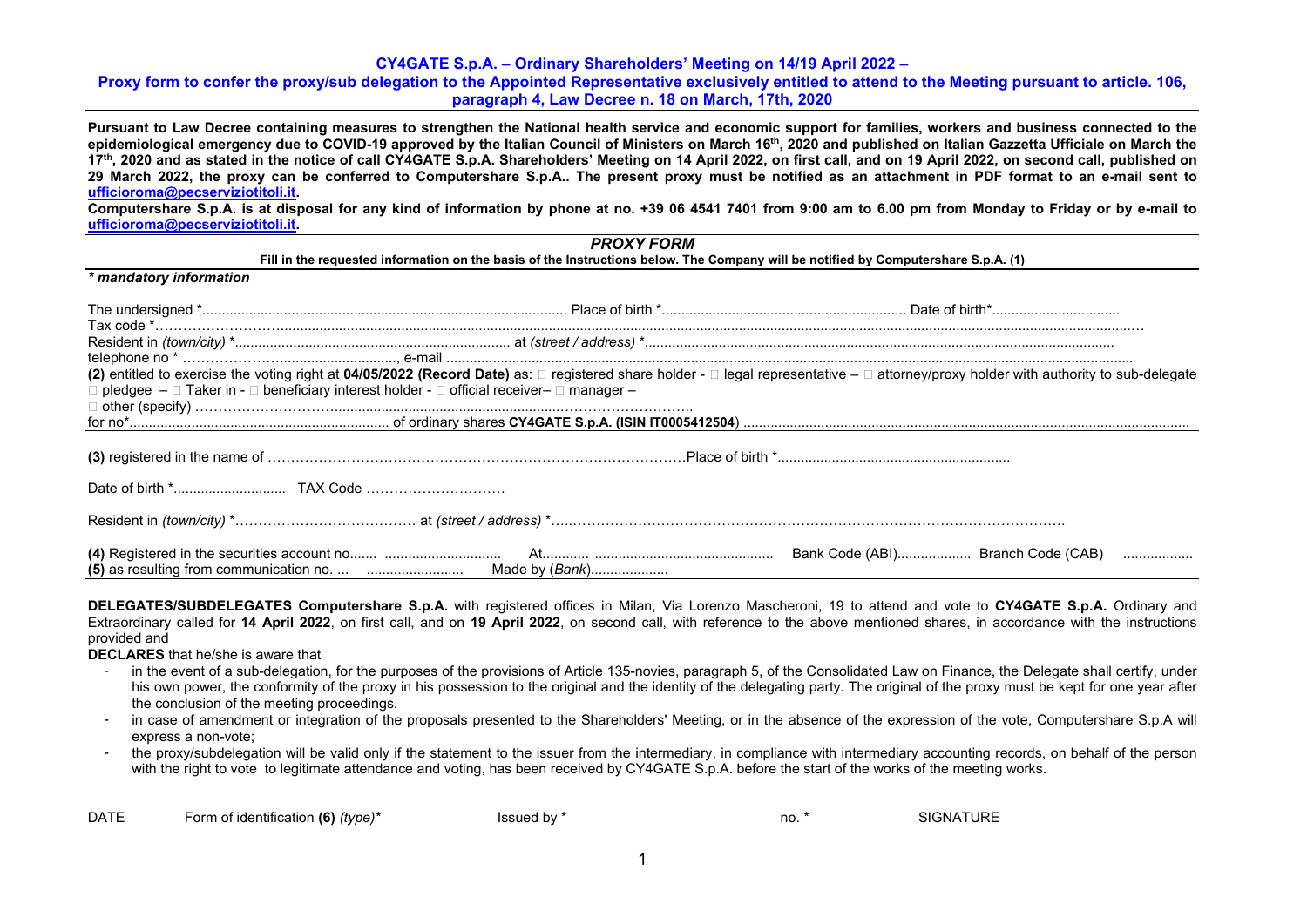## CY4GATE S.p.A. – Ordinary Shareholders' Meeting on 14/19 April 2022 –

## Proxy form to confer the proxy/sub delegation to the Appointed Representative exclusively entitled to attend to the Meeting pursuant to article. 106, paragraph 4, Law Decree n. 18 on March, 17th, 2020

**Pursuant to Law Decree containing measures to strengthen the National health service and economic support for families, workers and business connected to the epidemiological emergency due to COVID-19 approved by the Italian Council of Ministers on March 16th, 2020 and published on Italian Gazzetta Ufficiale on March the 17th, 2020 and as stated in the notice of call CY4GATE S.p.A. Shareholders' Meeting on 14 April 2022, on first call, and on 19 April 2022, on second call, published on 29 March 2022, the proxy can be conferred to Computershare S.p.A.. The present proxy must be notified as an attachment in PDF format to an e-mail sent to ufficioroma@pecserviziotitoli.it.**

**Computershare S.p.A. is at disposal for any kind of information by phone at no. +39 06 4541 7401 from 9:00 am to 6.00 pm from Monday to Friday or by e-mail to ufficioroma@pecserviziotitoli.it.**

### *PROXY FORM*

**Fill in the requested information on the basis of the Instructions below. The Company will be notified by Computershare S.p.A. (1)**

***\* mandatory information***

The undersigned \*.............................................................................................. Place of birth \*.............................................................. Date of birth\*.................................

Tax code \*……………………...............................................................................................................................................................................................................…

Resident in *(town/city)* \*...................................................................... at *(street / address)* \*.......................................................................................................................

telephone no \* ………………….............................., e-mail .........................................................................................................................................................................

**(2)** entitled to exercise the voting right at **04/05/2022 (Record Date)** as: □ registered share holder - □ legal representative – □ attorney/proxy holder with authority to sub-delegate □ pledgee – □ Taker in - □ beneficiary interest holder - □ official receiver– □ manager –
□ other (specify) ……………………….........................................................………………………..

for no\*.................................................................... of ordinary shares **CY4GATE S.p.A. (ISIN IT0005412504**) ...................................................................................................................................

**(3)** registered in the name of ………………………………………………………………………………Place of birth \*...........................................................

Date of birth \*............................ TAX Code …………………………

Resident in *(town/city)* \*…………………………………. at *(street / address)* \*…..……………………………………………………………………………………………….

**(4)** Registered in the securities account no....... .............................. At............ .............................................. Bank Code (ABI)................... Branch Code (CAB) ..................
**(5)** as resulting from communication no. ... ......................... Made by (*Bank*)....................

**DELEGATES/SUBDELEGATES Computershare S.p.A.** with registered offices in Milan, Via Lorenzo Mascheroni, 19 to attend and vote to **CY4GATE S.p.A.** Ordinary and Extraordinary called for **14 April 2022**, on first call, and on **19 April 2022**, on second call, with reference to the above mentioned shares, in accordance with the instructions provided and

**DECLARES** that he/she is aware that

- in the event of a sub-delegation, for the purposes of the provisions of Article 135-novies, paragraph 5, of the Consolidated Law on Finance, the Delegate shall certify, under his own power, the conformity of the proxy in his possession to the original and the identity of the delegating party. The original of the proxy must be kept for one year after the conclusion of the meeting proceedings.
- in case of amendment or integration of the proposals presented to the Shareholders' Meeting, or in the absence of the expression of the vote, Computershare S.p.A will express a non-vote;
- the proxy/subdelegation will be valid only if the statement to the issuer from the intermediary, in compliance with intermediary accounting records, on behalf of the person with the right to vote to legitimate attendance and voting, has been received by CY4GATE S.p.A. before the start of the works of the meeting works.

| DATE | Form of identification **(6)** *(type)*\* | Issued by \* | no. \* | SIGNATURE |
|---|---|---|---|---|
| | | | | |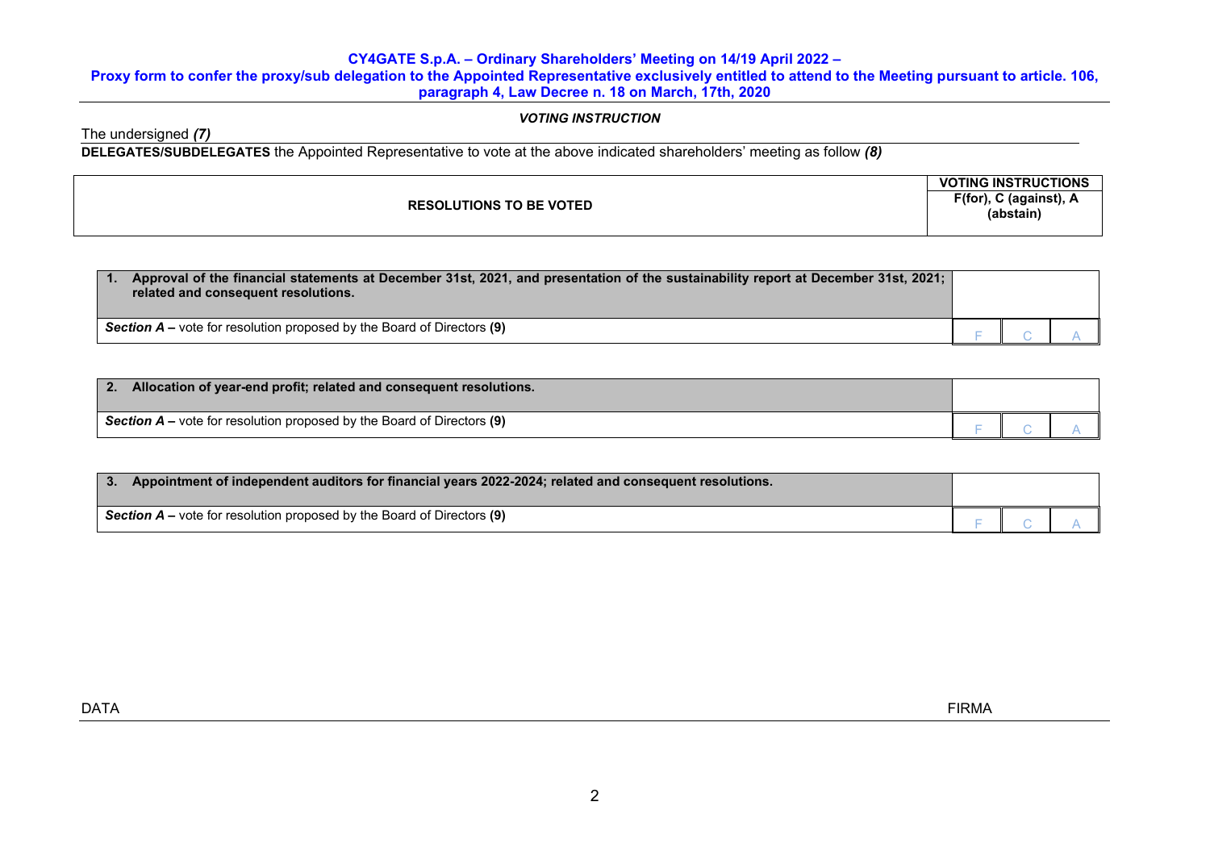**CY4GATE S.p.A. – Ordinary Shareholders' Meeting on 14/19 April 2022 –**
**Proxy form to confer the proxy/sub delegation to the Appointed Representative exclusively entitled to attend to the Meeting pursuant to article. 106, paragraph 4, Law Decree n. 18 on March, 17th, 2020**

***VOTING INSTRUCTION***

The undersigned ***(7)***

**DELEGATES/SUBDELEGATES** the Appointed Representative to vote at the above indicated shareholders' meeting as follow ***(8)***

| RESOLUTIONS TO BE VOTED | VOTING INSTRUCTIONS F(for), C (against), A (abstain) | | |
|---|---|---|---|
| **1. Approval of the financial statements at December 31st, 2021, and presentation of the sustainability report at December 31st, 2021; related and consequent resolutions.** | | | |
| ***Section A –*** vote for resolution proposed by the Board of Directors **(9)** | F | C | A |
| **2. Allocation of year-end profit; related and consequent resolutions.** | | | |
| ***Section A –*** vote for resolution proposed by the Board of Directors **(9)** | F | C | A |
| **3. Appointment of independent auditors for financial years 2022-2024; related and consequent resolutions.** | | | |
| ***Section A –*** vote for resolution proposed by the Board of Directors **(9)** | F | C | A |

DATA

FIRMA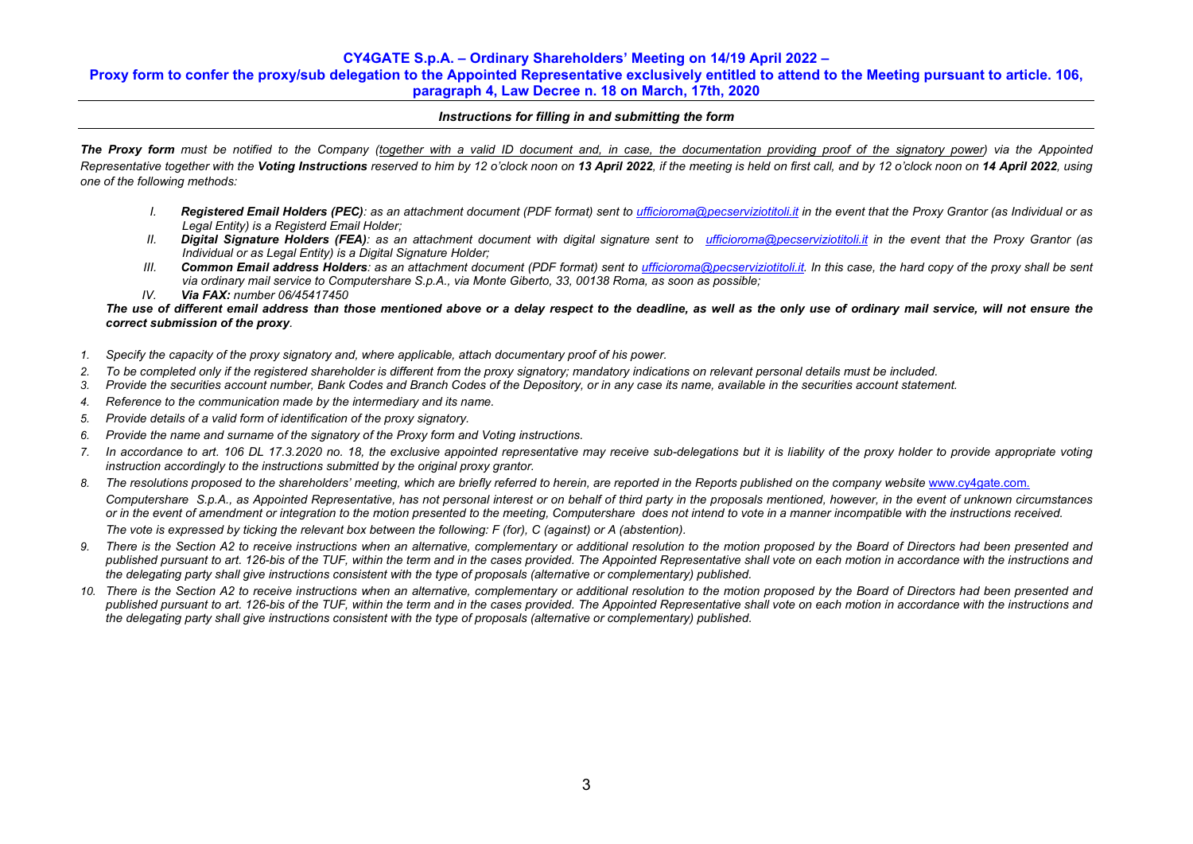**CY4GATE S.p.A. – Ordinary Shareholders' Meeting on 14/19 April 2022 –**

**Proxy form to confer the proxy/sub delegation to the Appointed Representative exclusively entitled to attend to the Meeting pursuant to article. 106, paragraph 4, Law Decree n. 18 on March, 17th, 2020**

***Instructions for filling in and submitting the form***

***The Proxy form*** *must be notified to the Company (together with a valid ID document and, in case, the documentation providing proof of the signatory power) via the Appointed Representative together with the **Voting Instructions** reserved to him by 12 o'clock noon on **13 April 2022**, if the meeting is held on first call, and by 12 o'clock noon on **14 April 2022**, using one of the following methods:*

- *I. **Registered Email Holders (PEC)**: as an attachment document (PDF format) sent to ufficioroma@pecserviziotitoli.it in the event that the Proxy Grantor (as Individual or as Legal Entity) is a Registerd Email Holder;*
- *II. **Digital Signature Holders (FEA)**: as an attachment document with digital signature sent to ufficioroma@pecserviziotitoli.it in the event that the Proxy Grantor (as Individual or as Legal Entity) is a Digital Signature Holder;*
- *III. **Common Email address Holders**: as an attachment document (PDF format) sent to ufficioroma@pecserviziotitoli.it. In this case, the hard copy of the proxy shall be sent via ordinary mail service to Computershare S.p.A., via Monte Giberto, 33, 00138 Roma, as soon as possible;*
- *IV. **Via FAX:** number 06/45417450*

***The use of different email address than those mentioned above or a delay respect to the deadline, as well as the only use of ordinary mail service, will not ensure the correct submission of the proxy**.*

1. *Specify the capacity of the proxy signatory and, where applicable, attach documentary proof of his power.*
2. *To be completed only if the registered shareholder is different from the proxy signatory; mandatory indications on relevant personal details must be included.*
3. *Provide the securities account number, Bank Codes and Branch Codes of the Depository, or in any case its name, available in the securities account statement.*
4. *Reference to the communication made by the intermediary and its name.*
5. *Provide details of a valid form of identification of the proxy signatory.*
6. *Provide the name and surname of the signatory of the Proxy form and Voting instructions.*
7. *In accordance to art. 106 DL 17.3.2020 no. 18, the exclusive appointed representative may receive sub-delegations but it is liability of the proxy holder to provide appropriate voting instruction accordingly to the instructions submitted by the original proxy grantor.*
8. *The resolutions proposed to the shareholders' meeting, which are briefly referred to herein, are reported in the Reports published on the company website www.cy4gate.com.*

   *Computershare S.p.A., as Appointed Representative, has not personal interest or on behalf of third party in the proposals mentioned, however, in the event of unknown circumstances or in the event of amendment or integration to the motion presented to the meeting, Computershare does not intend to vote in a manner incompatible with the instructions received.*

   *The vote is expressed by ticking the relevant box between the following: F (for), C (against) or A (abstention).*
9. *There is the Section A2 to receive instructions when an alternative, complementary or additional resolution to the motion proposed by the Board of Directors had been presented and published pursuant to art. 126-bis of the TUF, within the term and in the cases provided. The Appointed Representative shall vote on each motion in accordance with the instructions and the delegating party shall give instructions consistent with the type of proposals (alternative or complementary) published.*
10. *There is the Section A2 to receive instructions when an alternative, complementary or additional resolution to the motion proposed by the Board of Directors had been presented and published pursuant to art. 126-bis of the TUF, within the term and in the cases provided. The Appointed Representative shall vote on each motion in accordance with the instructions and the delegating party shall give instructions consistent with the type of proposals (alternative or complementary) published.*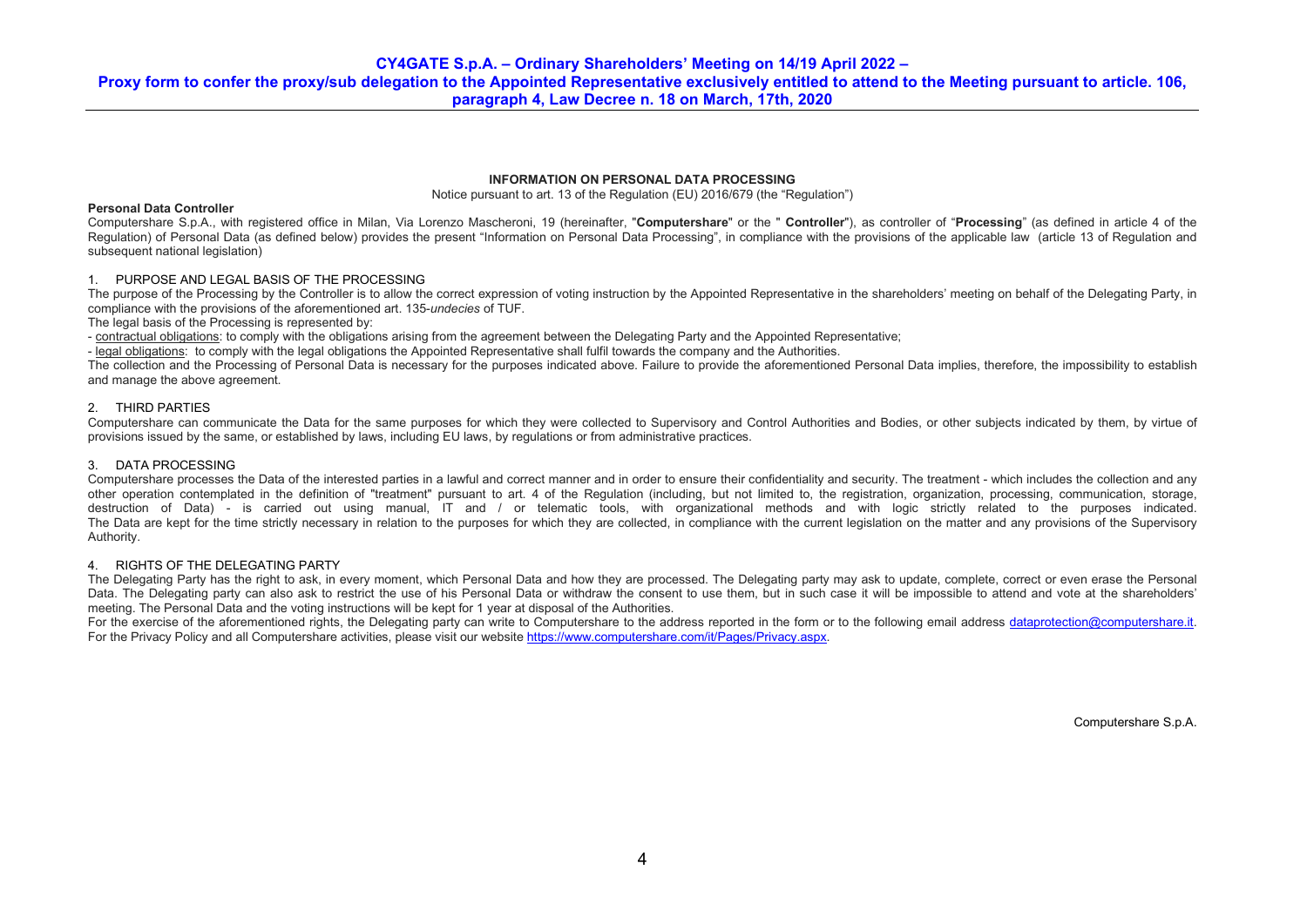**CY4GATE S.p.A. – Ordinary Shareholders' Meeting on 14/19 April 2022 –**
**Proxy form to confer the proxy/sub delegation to the Appointed Representative exclusively entitled to attend to the Meeting pursuant to article. 106, paragraph 4, Law Decree n. 18 on March, 17th, 2020**

## INFORMATION ON PERSONAL DATA PROCESSING

Notice pursuant to art. 13 of the Regulation (EU) 2016/679 (the "Regulation")

**Personal Data Controller**

Computershare S.p.A., with registered office in Milan, Via Lorenzo Mascheroni, 19 (hereinafter, "**Computershare**" or the " **Controller**"), as controller of "**Processing**" (as defined in article 4 of the Regulation) of Personal Data (as defined below) provides the present "Information on Personal Data Processing", in compliance with the provisions of the applicable law (article 13 of Regulation and subsequent national legislation)

1. PURPOSE AND LEGAL BASIS OF THE PROCESSING

The purpose of the Processing by the Controller is to allow the correct expression of voting instruction by the Appointed Representative in the shareholders' meeting on behalf of the Delegating Party, in compliance with the provisions of the aforementioned art. 135-*undecies* of TUF.

The legal basis of the Processing is represented by:

- contractual obligations: to comply with the obligations arising from the agreement between the Delegating Party and the Appointed Representative;
- legal obligations: to comply with the legal obligations the Appointed Representative shall fulfil towards the company and the Authorities.

The collection and the Processing of Personal Data is necessary for the purposes indicated above. Failure to provide the aforementioned Personal Data implies, therefore, the impossibility to establish and manage the above agreement.

2. THIRD PARTIES

Computershare can communicate the Data for the same purposes for which they were collected to Supervisory and Control Authorities and Bodies, or other subjects indicated by them, by virtue of provisions issued by the same, or established by laws, including EU laws, by regulations or from administrative practices.

3. DATA PROCESSING

Computershare processes the Data of the interested parties in a lawful and correct manner and in order to ensure their confidentiality and security. The treatment - which includes the collection and any other operation contemplated in the definition of "treatment" pursuant to art. 4 of the Regulation (including, but not limited to, the registration, organization, processing, communication, storage, destruction of Data) - is carried out using manual, IT and / or telematic tools, with organizational methods and with logic strictly related to the purposes indicated. The Data are kept for the time strictly necessary in relation to the purposes for which they are collected, in compliance with the current legislation on the matter and any provisions of the Supervisory Authority.

4. RIGHTS OF THE DELEGATING PARTY

The Delegating Party has the right to ask, in every moment, which Personal Data and how they are processed. The Delegating party may ask to update, complete, correct or even erase the Personal Data. The Delegating party can also ask to restrict the use of his Personal Data or withdraw the consent to use them, but in such case it will be impossible to attend and vote at the shareholders' meeting. The Personal Data and the voting instructions will be kept for 1 year at disposal of the Authorities.

For the exercise of the aforementioned rights, the Delegating party can write to Computershare to the address reported in the form or to the following email address dataprotection@computershare.it. For the Privacy Policy and all Computershare activities, please visit our website https://www.computershare.com/it/Pages/Privacy.aspx.

Computershare S.p.A.